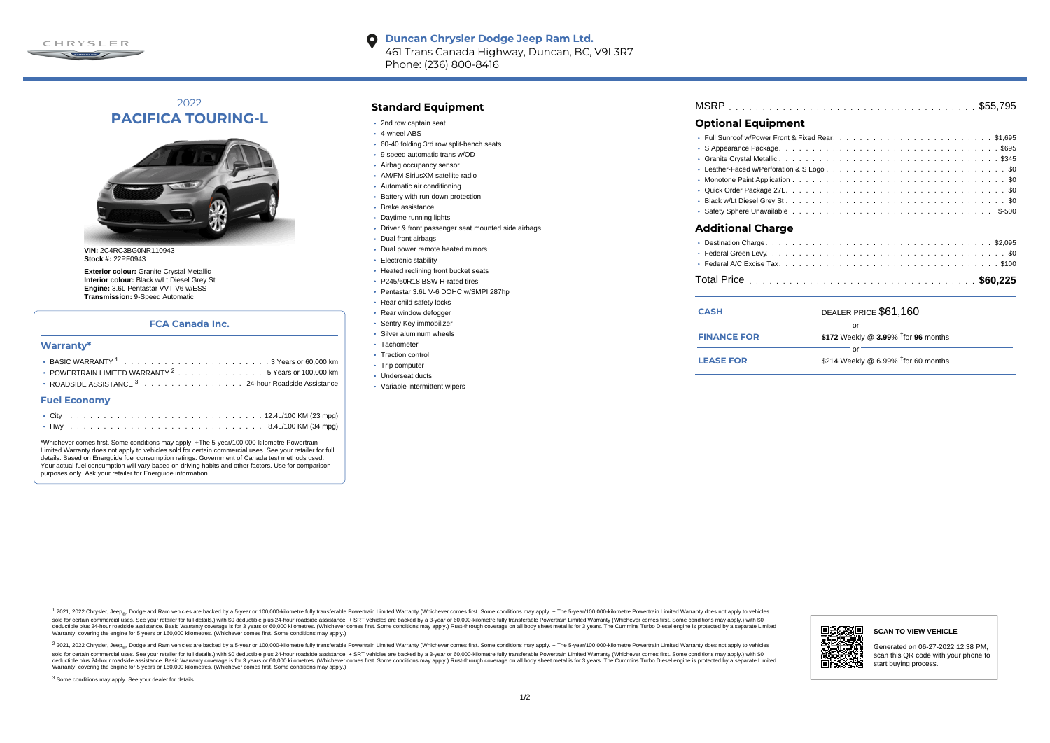CHRYSLER

**Duncan Chrysler Dodge Jeep Ram Ltd.**
461 Trans Canada Highway, Duncan, BC, V9L3R7
Phone: (236) 800-8416

# 2022 PACIFICA TOURING-L

**VIN:** 2C4RC3BG0NR110943
**Stock #:** 22PF0943

**Exterior colour:** Granite Crystal Metallic
**Interior colour:** Black w/Lt Diesel Grey St
**Engine:** 3.6L Pentastar VVT V6 w/ESS
**Transmission:** 9-Speed Automatic

### FCA Canada Inc.

### Warranty*

- BASIC WARRANTY [1] . . . . . 3 Years or 60,000 km
- POWERTRAIN LIMITED WARRANTY [2] . . . . . 5 Years or 100,000 km
- ROADSIDE ASSISTANCE [3] . . . . . 24-hour Roadside Assistance

### Fuel Economy

- City . . . . . 12.4L/100 KM (23 mpg)
- Hwy . . . . . 8.4L/100 KM (34 mpg)

*Whichever comes first. Some conditions may apply. +The 5-year/100,000-kilometre Powertrain Limited Warranty does not apply to vehicles sold for certain commercial uses. See your retailer for full details. Based on Energuide fuel consumption ratings. Government of Canada test methods used. Your actual fuel consumption will vary based on driving habits and other factors. Use for comparison purposes only. Ask your retailer for Energuide information.

## Standard Equipment

- 2nd row captain seat
- 4-wheel ABS
- 60-40 folding 3rd row split-bench seats
- 9 speed automatic trans w/OD
- Airbag occupancy sensor
- AM/FM SiriusXM satellite radio
- Automatic air conditioning
- Battery with run down protection
- Brake assistance
- Daytime running lights
- Driver & front passenger seat mounted side airbags
- Dual front airbags
- Dual power remote heated mirrors
- Electronic stability
- Heated reclining front bucket seats
- P245/60R18 BSW H-rated tires
- Pentastar 3.6L V-6 DOHC w/SMPI 287hp
- Rear child safety locks
- Rear window defogger
- Sentry Key immobilizer
- Silver aluminum wheels
- Tachometer
- Traction control
- Trip computer
- Underseat ducts
- Variable intermittent wipers

MSRP . . . . . $55,795

## Optional Equipment

- Full Sunroof w/Power Front & Fixed Rear. . . . . $1,695
- S Appearance Package. . . . . $695
- Granite Crystal Metallic . . . . . $345
- Leather-Faced w/Perforation & S Logo . . . . . $0
- Monotone Paint Application . . . . . $0
- Quick Order Package 27L. . . . . $0
- Black w/Lt Diesel Grey St . . . . . $0
- Safety Sphere Unavailable . . . . . $-500

## Additional Charge

- Destination Charge. . . . . $2,095
- Federal Green Levy . . . . . $0
- Federal A/C Excise Tax. . . . . $100

Total Price . . . . . **$60,225**

| | |
|---|---|
| **CASH** | DEALER PRICE $61,160 |
| | or |
| **FINANCE FOR** | **$172** Weekly @ **3.99**% †for **96** months |
| | or |
| **LEASE FOR** | $214 Weekly @ 6.99% †for 60 months |

[1] 2021, 2022 Chrysler, Jeep®, Dodge and Ram vehicles are backed by a 5-year or 100,000-kilometre fully transferable Powertrain Limited Warranty (Whichever comes first. Some conditions may apply. + The 5-year/100,000-kilometre Powertrain Limited Warranty does not apply to vehicles sold for certain commercial uses. See your retailer for full details.) with $0 deductible plus 24-hour roadside assistance. + SRT vehicles are backed by a 3-year or 60,000-kilometre fully transferable Powertrain Limited Warranty (Whichever comes first. Some conditions may apply.) with $0 deductible plus 24-hour roadside assistance. Basic Warranty coverage is for 3 years or 60,000 kilometres. (Whichever comes first. Some conditions may apply.) Rust-through coverage on all body sheet metal is for 3 years. The Cummins Turbo Diesel engine is protected by a separate Limited Warranty, covering the engine for 5 years or 160,000 kilometres. (Whichever comes first. Some conditions may apply.)

[2] 2021, 2022 Chrysler, Jeep®, Dodge and Ram vehicles are backed by a 5-year or 100,000-kilometre fully transferable Powertrain Limited Warranty (Whichever comes first. Some conditions may apply. + The 5-year/100,000-kilometre Powertrain Limited Warranty does not apply to vehicles sold for certain commercial uses. See your retailer for full details.) with $0 deductible plus 24-hour roadside assistance. + SRT vehicles are backed by a 3-year or 60,000-kilometre fully transferable Powertrain Limited Warranty (Whichever comes first. Some conditions may apply.) with $0 deductible plus 24-hour roadside assistance. Basic Warranty coverage is for 3 years or 60,000 kilometres. (Whichever comes first. Some conditions may apply.) Rust-through coverage on all body sheet metal is for 3 years. The Cummins Turbo Diesel engine is protected by a separate Limited Warranty, covering the engine for 5 years or 160,000 kilometres. (Whichever comes first. Some conditions may apply.)

[3] Some conditions may apply. See your dealer for details.

**SCAN TO VIEW VEHICLE**

Generated on 06-27-2022 12:38 PM, scan this QR code with your phone to start buying process.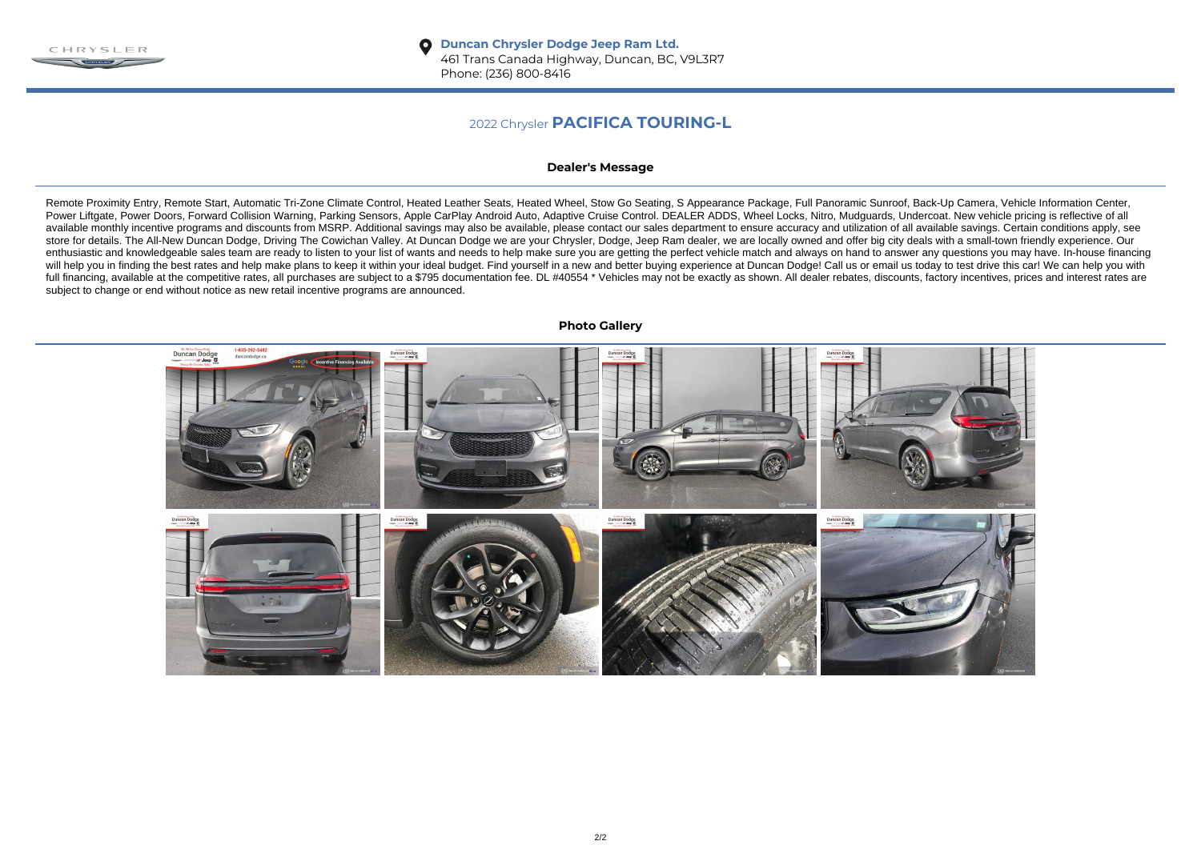Duncan Chrysler Dodge Jeep Ram Ltd.
461 Trans Canada Highway, Duncan, BC, V9L3R7
Phone: (236) 800-8416

# 2022 Chrysler **PACIFICA TOURING-L**

## Dealer's Message

Remote Proximity Entry, Remote Start, Automatic Tri-Zone Climate Control, Heated Leather Seats, Heated Wheel, Stow Go Seating, S Appearance Package, Full Panoramic Sunroof, Back-Up Camera, Vehicle Information Center, Power Liftgate, Power Doors, Forward Collision Warning, Parking Sensors, Apple CarPlay Android Auto, Adaptive Cruise Control. DEALER ADDS, Wheel Locks, Nitro, Mudguards, Undercoat. New vehicle pricing is reflective of all available monthly incentive programs and discounts from MSRP. Additional savings may also be available, please contact our sales department to ensure accuracy and utilization of all available savings. Certain conditions apply, see store for details. The All-New Duncan Dodge, Driving The Cowichan Valley. At Duncan Dodge we are your Chrysler, Dodge, Jeep Ram dealer, we are locally owned and offer big city deals with a small-town friendly experience. Our enthusiastic and knowledgeable sales team are ready to listen to your list of wants and needs to help make sure you are getting the perfect vehicle match and always on hand to answer any questions you may have. In-house financing will help you in finding the best rates and help make plans to keep it within your ideal budget. Find yourself in a new and better buying experience at Duncan Dodge! Call us or email us today to test drive this car! We can help you with full financing, available at the competitive rates, all purchases are subject to a $795 documentation fee. DL #40554 * Vehicles may not be exactly as shown. All dealer rebates, discounts, factory incentives, prices and interest rates are subject to change or end without notice as new retail incentive programs are announced.

## Photo Gallery